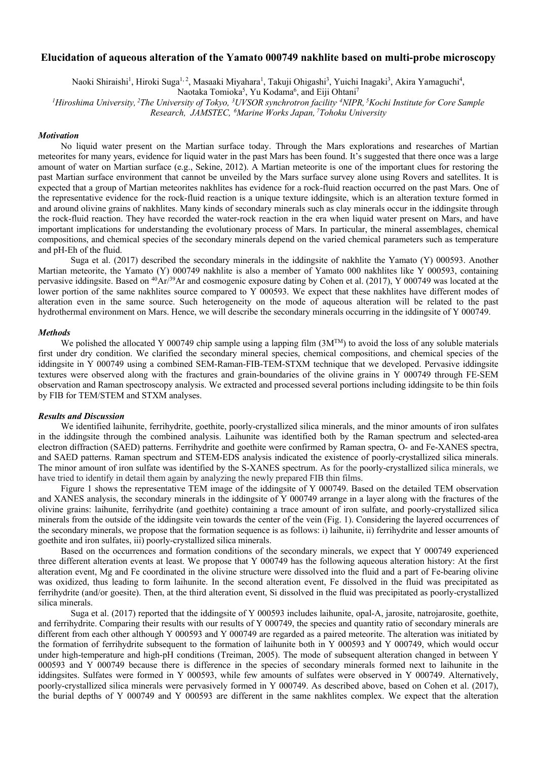# Elucidation of aqueous alteration of the Yamato 000749 nakhlite based on multi-probe microscopy

Naoki Shiraishi[1], Hiroki Suga[1, 2], Masaaki Miyahara[1], Takuji Ohigashi[3], Yuichi Inagaki[3], Akira Yamaguchi[4], Naotaka Tomioka[5], Yu Kodama[6], and Eiji Ohtani[7]

[1]Hiroshima University, [2]The University of Tokyo, [3]UVSOR synchrotron facility [4]NIPR, [5]Kochi Institute for Core Sample Research, JAMSTEC, [6]Marine Works Japan, [7]Tohoku University

### *Motivation*

No liquid water present on the Martian surface today. Through the Mars explorations and researches of Martian meteorites for many years, evidence for liquid water in the past Mars has been found. It's suggested that there once was a large amount of water on Martian surface (e.g., Sekine, 2012). A Martian meteorite is one of the important clues for restoring the past Martian surface environment that cannot be unveiled by the Mars surface survey alone using Rovers and satellites. It is expected that a group of Martian meteorites nakhlites has evidence for a rock-fluid reaction occurred on the past Mars. One of the representative evidence for the rock-fluid reaction is a unique texture iddingsite, which is an alteration texture formed in and around olivine grains of nakhlites. Many kinds of secondary minerals such as clay minerals occur in the iddingsite through the rock-fluid reaction. They have recorded the water-rock reaction in the era when liquid water present on Mars, and have important implications for understanding the evolutionary process of Mars. In particular, the mineral assemblages, chemical compositions, and chemical species of the secondary minerals depend on the varied chemical parameters such as temperature and pH-Eh of the fluid.

Suga et al. (2017) described the secondary minerals in the iddingsite of nakhlite the Yamato (Y) 000593. Another Martian meteorite, the Yamato (Y) 000749 nakhlite is also a member of Yamato 000 nakhlites like Y 000593, containing pervasive iddingsite. Based on $^{40}Ar/^{39}Ar$ and cosmogenic exposure dating by Cohen et al. (2017), Y 000749 was located at the lower portion of the same nakhlites source compared to Y 000593. We expect that these nakhlites have different modes of alteration even in the same source. Such heterogeneity on the mode of aqueous alteration will be related to the past hydrothermal environment on Mars. Hence, we will describe the secondary minerals occurring in the iddingsite of Y 000749.

### *Methods*

We polished the allocated Y 000749 chip sample using a lapping film (3M™) to avoid the loss of any soluble materials first under dry condition. We clarified the secondary mineral species, chemical compositions, and chemical species of the iddingsite in Y 000749 using a combined SEM-Raman-FIB-TEM-STXM technique that we developed. Pervasive iddingsite textures were observed along with the fractures and grain-boundaries of the olivine grains in Y 000749 through FE-SEM observation and Raman spectroscopy analysis. We extracted and processed several portions including iddingsite to be thin foils by FIB for TEM/STEM and STXM analyses.

### *Results and Discussion*

We identified laihunite, ferrihydrite, goethite, poorly-crystallized silica minerals, and the minor amounts of iron sulfates in the iddingsite through the combined analysis. Laihunite was identified both by the Raman spectrum and selected-area electron diffraction (SAED) patterns. Ferrihydrite and goethite were confirmed by Raman spectra, O- and Fe-XANES spectra, and SAED patterns. Raman spectrum and STEM-EDS analysis indicated the existence of poorly-crystallized silica minerals. The minor amount of iron sulfate was identified by the S-XANES spectrum. As for the poorly-crystallized silica minerals, we have tried to identify in detail them again by analyzing the newly prepared FIB thin films.

Figure 1 shows the representative TEM image of the iddingsite of Y 000749. Based on the detailed TEM observation and XANES analysis, the secondary minerals in the iddingsite of Y 000749 arrange in a layer along with the fractures of the olivine grains: laihunite, ferrihydrite (and goethite) containing a trace amount of iron sulfate, and poorly-crystallized silica minerals from the outside of the iddingsite vein towards the center of the vein (Fig. 1). Considering the layered occurrences of the secondary minerals, we propose that the formation sequence is as follows: i) laihunite, ii) ferrihydrite and lesser amounts of goethite and iron sulfates, iii) poorly-crystallized silica minerals.

Based on the occurrences and formation conditions of the secondary minerals, we expect that Y 000749 experienced three different alteration events at least. We propose that Y 000749 has the following aqueous alteration history: At the first alteration event, Mg and Fe coordinated in the olivine structure were dissolved into the fluid and a part of Fe-bearing olivine was oxidized, thus leading to form laihunite. In the second alteration event, Fe dissolved in the fluid was precipitated as ferrihydrite (and/or goesite). Then, at the third alteration event, Si dissolved in the fluid was precipitated as poorly-crystallized silica minerals.

Suga et al. (2017) reported that the iddingsite of Y 000593 includes laihunite, opal-A, jarosite, natrojarosite, goethite, and ferrihydrite. Comparing their results with our results of Y 000749, the species and quantity ratio of secondary minerals are different from each other although Y 000593 and Y 000749 are regarded as a paired meteorite. The alteration was initiated by the formation of ferrihydrite subsequent to the formation of laihunite both in Y 000593 and Y 000749, which would occur under high-temperature and high-pH conditions (Treiman, 2005). The mode of subsequent alteration changed in between Y 000593 and Y 000749 because there is difference in the species of secondary minerals formed next to laihunite in the iddingsites. Sulfates were formed in Y 000593, while few amounts of sulfates were observed in Y 000749. Alternatively, poorly-crystallized silica minerals were pervasively formed in Y 000749. As described above, based on Cohen et al. (2017), the burial depths of Y 000749 and Y 000593 are different in the same nakhlites complex. We expect that the alteration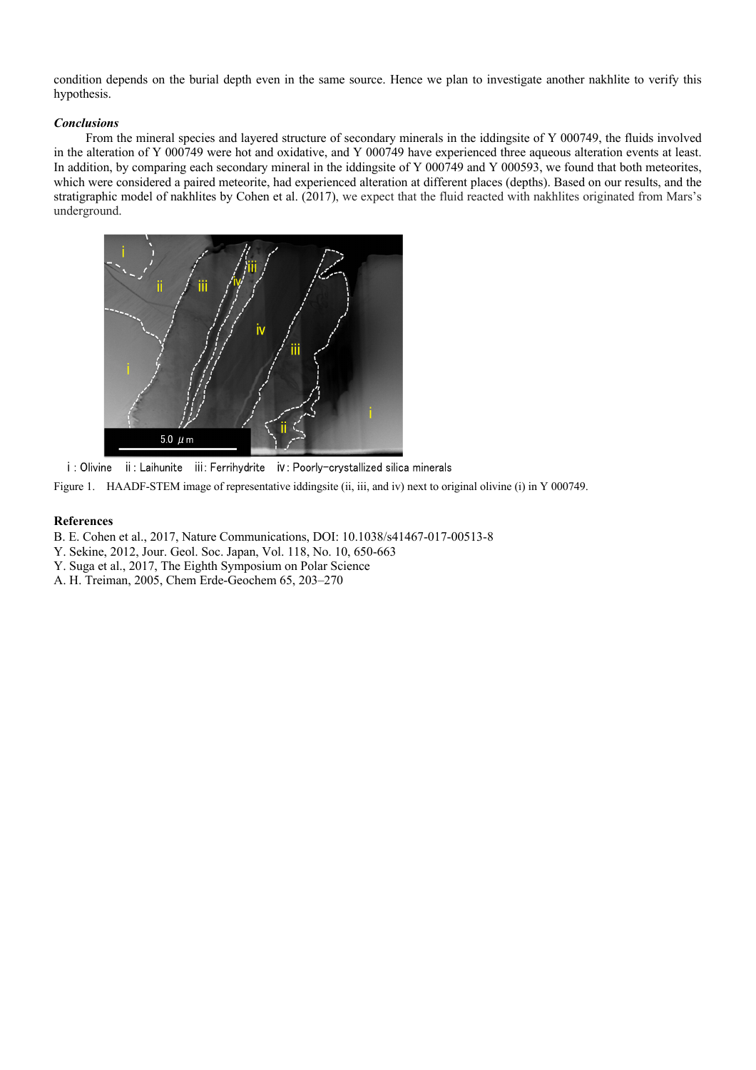condition depends on the burial depth even in the same source. Hence we plan to investigate another nakhlite to verify this hypothesis.

***Conclusions***

From the mineral species and layered structure of secondary minerals in the iddingsite of Y 000749, the fluids involved in the alteration of Y 000749 were hot and oxidative, and Y 000749 have experienced three aqueous alteration events at least. In addition, by comparing each secondary mineral in the iddingsite of Y 000749 and Y 000593, we found that both meteorites, which were considered a paired meteorite, had experienced alteration at different places (depths). Based on our results, and the stratigraphic model of nakhlites by Cohen et al. (2017), we expect that the fluid reacted with nakhlites originated from Mars's underground.

i
ii
iii
iv
iii
iv
iii
i
ii
i
5.0 μm

i : Olivine　ii : Laihunite　iii : Ferrihydrite　iv : Poorly-crystallized silica minerals

Figure 1. HAADF-STEM image of representative iddingsite (ii, iii, and iv) next to original olivine (i) in Y 000749.

**References**

B. E. Cohen et al., 2017, Nature Communications, DOI: 10.1038/s41467-017-00513-8
Y. Sekine, 2012, Jour. Geol. Soc. Japan, Vol. 118, No. 10, 650-663
Y. Suga et al., 2017, The Eighth Symposium on Polar Science
A. H. Treiman, 2005, Chem Erde-Geochem 65, 203–270